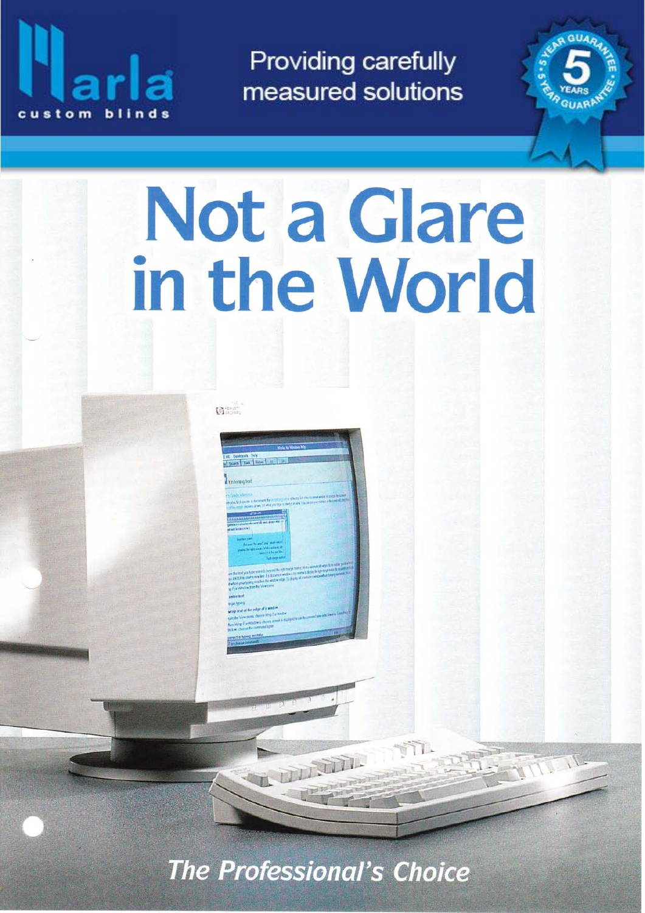Marla custom blinds

Providing carefully measured solutions

5 YEAR GUARANTEE

# Not a Glare in the World

*The Professional's Choice*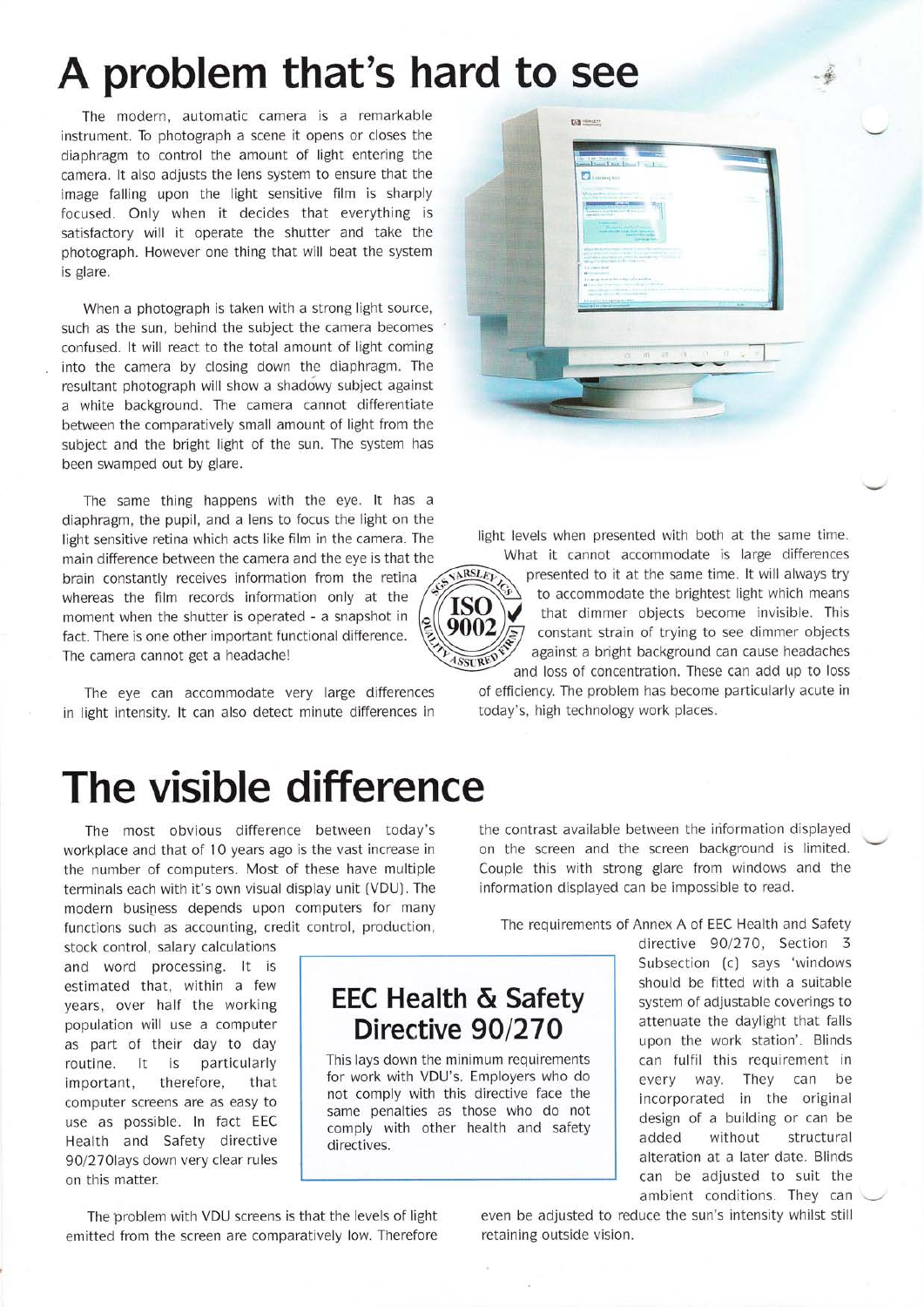# A problem that's hard to see

The modern, automatic camera is a remarkable instrument. To photograph a scene it opens or closes the diaphragm to control the amount of light entering the camera. It also adjusts the lens system to ensure that the image falling upon the light sensitive film is sharply focused. Only when it decides that everything is satisfactory will it operate the shutter and take the photograph. However one thing that will beat the system is glare.

When a photograph is taken with a strong light source, such as the sun, behind the subject the camera becomes confused. It will react to the total amount of light coming into the camera by closing down the diaphragm. The resultant photograph will show a shadowy subject against a white background. The camera cannot differentiate between the comparatively small amount of light from the subject and the bright light of the sun. The system has been swamped out by glare.

The same thing happens with the eye. It has a diaphragm, the pupil, and a lens to focus the light on the light sensitive retina which acts like film in the camera. The main difference between the camera and the eye is that the brain constantly receives information from the retina whereas the film records information only at the moment when the shutter is operated - a snapshot in fact. There is one other important functional difference. The camera cannot get a headache!

The eye can accommodate very large differences in light intensity. It can also detect minute differences in light levels when presented with both at the same time. What it cannot accommodate is large differences presented to it at the same time. It will always try to accommodate the brightest light which means that dimmer objects become invisible. This constant strain of trying to see dimmer objects against a bright background can cause headaches and loss of concentration. These can add up to loss of efficiency. The problem has become particularly acute in today's, high technology work places.

# The visible difference

The most obvious difference between today's workplace and that of 10 years ago is the vast increase in the number of computers. Most of these have multiple terminals each with it's own visual display unit (VDU). The modern business depends upon computers for many functions such as accounting, credit control, production, stock control, salary calculations and word processing. It is estimated that, within a few years, over half the working population will use a computer as part of their day to day routine. It is particularly important, therefore, that computer screens are as easy to use as possible. In fact EEC Health and Safety directive 90/270lays down very clear rules on this matter.

The problem with VDU screens is that the levels of light emitted from the screen are comparatively low. Therefore the contrast available between the information displayed on the screen and the screen background is limited. Couple this with strong glare from windows and the information displayed can be impossible to read.

The requirements of Annex A of EEC Health and Safety directive 90/270, Section 3 Subsection (c) says 'windows should be fitted with a suitable system of adjustable coverings to attenuate the daylight that falls upon the work station'. Blinds can fulfil this requirement in every way. They can be incorporated in the original design of a building or can be added without structural alteration at a later date. Blinds can be adjusted to suit the ambient conditions. They can even be adjusted to reduce the sun's intensity whilst still retaining outside vision.

## EEC Health & Safety Directive 90/270

This lays down the minimum requirements for work with VDU's. Employers who do not comply with this directive face the same penalties as those who do not comply with other health and safety directives.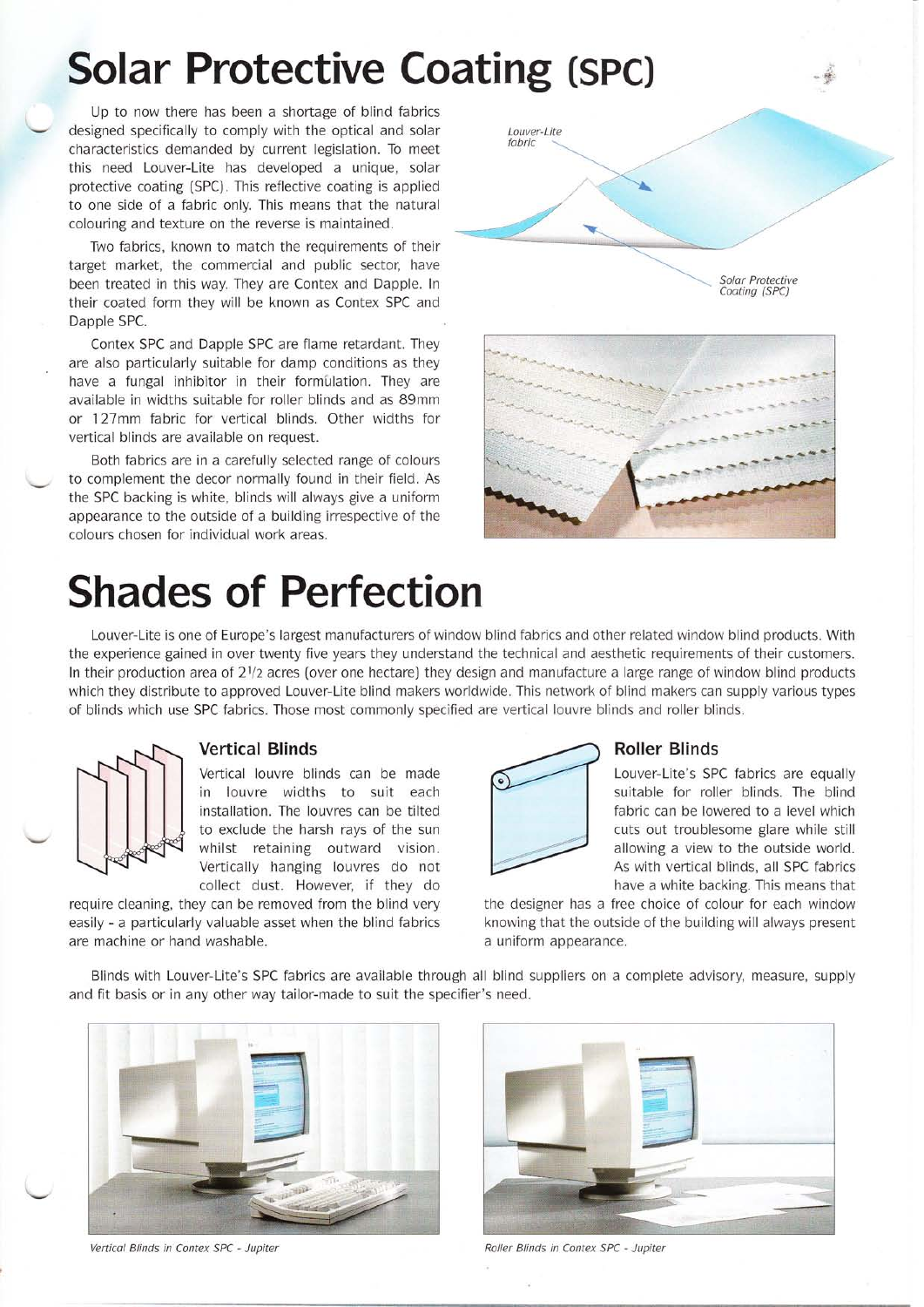# Solar Protective Coating (SPC)

Up to now there has been a shortage of blind fabrics designed specifically to comply with the optical and solar characteristics demanded by current legislation. To meet this need Louver-Lite has developed a unique, solar protective coating (SPC). This reflective coating is applied to one side of a fabric only. This means that the natural colouring and texture on the reverse is maintained.

Two fabrics, known to match the requirements of their target market, the commercial and public sector, have been treated in this way. They are Contex and Dapple. In their coated form they will be known as Contex SPC and Dapple SPC.

Contex SPC and Dapple SPC are flame retardant. They are also particularly suitable for damp conditions as they have a fungal inhibitor in their formulation. They are available in widths suitable for roller blinds and as 89mm or 127mm fabric for vertical blinds. Other widths for vertical blinds are available on request.

Both fabrics are in a carefully selected range of colours to complement the decor normally found in their field. As the SPC backing is white, blinds will always give a uniform appearance to the outside of a building irrespective of the colours chosen for individual work areas.

Louver-Lite fabric

Solar Protective Coating (SPC)

# Shades of Perfection

Louver-Lite is one of Europe's largest manufacturers of window blind fabrics and other related window blind products. With the experience gained in over twenty five years they understand the technical and aesthetic requirements of their customers. In their production area of 2½ acres (over one hectare) they design and manufacture a large range of window blind products which they distribute to approved Louver-Lite blind makers worldwide. This network of blind makers can supply various types of blinds which use SPC fabrics. Those most commonly specified are vertical louvre blinds and roller blinds.

### Vertical Blinds

Vertical louvre blinds can be made in louvre widths to suit each installation. The louvres can be tilted to exclude the harsh rays of the sun whilst retaining outward vision. Vertically hanging louvres do not collect dust. However, if they do require cleaning, they can be removed from the blind very easily - a particularly valuable asset when the blind fabrics are machine or hand washable.

### Roller Blinds

Louver-Lite's SPC fabrics are equally suitable for roller blinds. The blind fabric can be lowered to a level which cuts out troublesome glare while still allowing a view to the outside world. As with vertical blinds, all SPC fabrics have a white backing. This means that the designer has a free choice of colour for each window knowing that the outside of the building will always present a uniform appearance.

Blinds with Louver-Lite's SPC fabrics are available through all blind suppliers on a complete advisory, measure, supply and fit basis or in any other way tailor-made to suit the specifier's need.

*Vertical Blinds in Contex SPC - Jupiter*

*Roller Blinds in Contex SPC - Jupiter*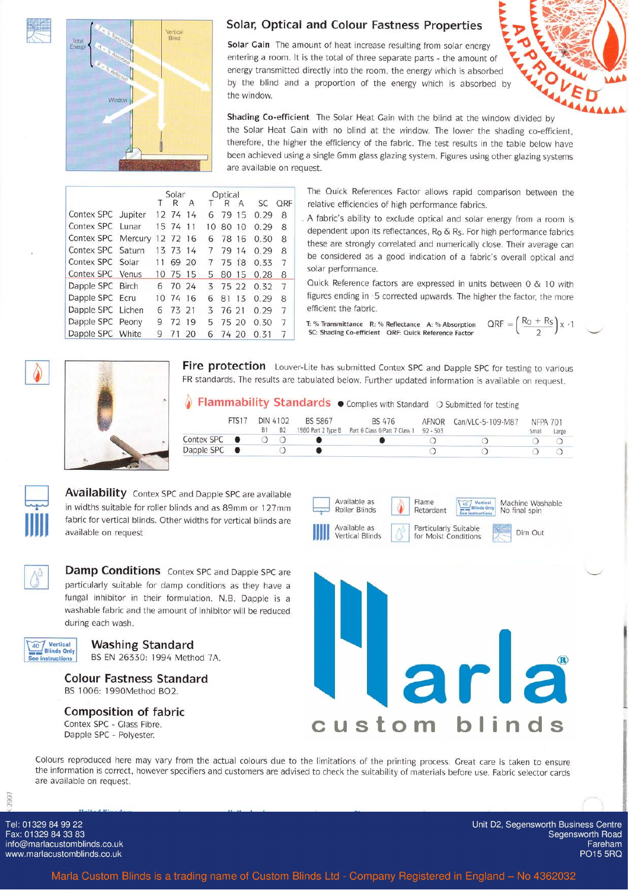## Solar, Optical and Colour Fastness Properties

**Solar Gain** The amount of heat increase resulting from solar energy entering a room. It is the total of three separate parts - the amount of energy transmitted directly into the room, the energy which is absorbed by the blind and a proportion of the energy which is absorbed by the window.

**Shading Co-efficient** The Solar Heat Gain with the blind at the window divided by the Solar Heat Gain with no blind at the window. The lower the shading co-efficient, therefore, the higher the efficiency of the fabric. The test results in the table below have been achieved using a single 6mm glass glazing system. Figures using other glazing systems are available on request.

| | | Solar | | | Optical | | | | |
|---|---|---|---|---|---|---|---|---|---|
| | | T | R | A | T | R | A | SC | QRF |
| Contex SPC | Jupiter | 12 | 74 | 14 | 6 | 79 | 15 | 0.29 | 8 |
| Contex SPC | Lunar | 15 | 74 | 11 | 10 | 80 | 10 | 0.29 | 8 |
| Contex SPC | Mercury | 12 | 72 | 16 | 6 | 78 | 16 | 0.30 | 8 |
| Contex SPC | Saturn | 13 | 73 | 14 | 7 | 79 | 14 | 0.29 | 8 |
| Contex SPC | Solar | 11 | 69 | 20 | 7 | 75 | 18 | 0.33 | 7 |
| Contex SPC | Venus | 10 | 75 | 15 | 5 | 80 | 15 | 0.28 | 8 |
| Dapple SPC | Birch | 6 | 70 | 24 | 3 | 75 | 22 | 0.32 | 7 |
| Dapple SPC | Ecru | 10 | 74 | 16 | 6 | 81 | 13 | 0.29 | 8 |
| Dapple SPC | Lichen | 6 | 73 | 21 | 3 | 76 | 21 | 0.29 | 7 |
| Dapple SPC | Peony | 9 | 72 | 19 | 5 | 75 | 20 | 0.30 | 7 |
| Dapple SPC | White | 9 | 71 | 20 | 6 | 74 | 20 | 0.31 | 7 |

The Quick References Factor allows rapid comparison between the relative efficiencies of high performance fabrics.

A fabric's ability to exclude optical and solar energy from a room is dependent upon its reflectances, $R_O$ & $R_S$. For high performance fabrics these are strongly correlated and numerically close. Their average can be considered as a good indication of a fabric's overall optical and solar performance.

Quick Reference factors are expressed in units between 0 & 10 with figures ending in ·5 corrected upwards. The higher the factor, the more efficient the fabric.

T: % Transmittance R: % Reflectance A: % Absorption
SC: Shading Co-efficient QRF: Quick Reference Factor

$$QRF = \left(\frac{R_O + R_S}{2}\right) \times \cdot 1$$

**Fire protection** Louver-Lite has submitted Contex SPC and Dapple SPC for testing to various FR standards. The results are tabulated below. Further updated information is available on request.

### Flammability Standards

● Complies with Standard ○ Submitted for testing

| | FTS17 | DIN 4102 B1 | DIN 4102 B2 | BS 5867 1980 Part 2 Type B | BS 476 Part 6 Class 0/Part 7 Class 1 | AFNOR 92 - 503 | Can/VLC-5-109-M87 | NFPA 701 Small | NFPA 701 Large |
|---|---|---|---|---|---|---|---|---|---|
| Contex SPC | ● | ○ | ○ | ● | ● | ○ | ○ | ○ | ○ |
| Dapple SPC | ● | | ○ | ● | | ○ | ○ | ○ | ○ |

**Availability** Contex SPC and Dapple SPC are available in widths suitable for roller blinds and as 89mm or 127mm fabric for vertical blinds. Other widths for vertical blinds are available on request

Available as Roller Blinds
Available as Vertical Blinds
Flame Retardant
Particularly Suitable for Moist Conditions
Machine Washable No final spin
Dim Out

**Damp Conditions** Contex SPC and Dapple SPC are particularly suitable for damp conditions as they have a fungal inhibitor in their formulation. N.B. Dapple is a washable fabric and the amount of inhibitor will be reduced during each wash.

**Washing Standard**
BS EN 26330: 1994 Method 7A.

**Colour Fastness Standard**
BS 1006: 1990Method BO2.

**Composition of fabric**
Contex SPC - Glass Fibre.
Dapple SPC - Polyester.

Marla® custom blinds

Colours reproduced here may vary from the actual colours due to the limitations of the printing process. Great care is taken to ensure the information is correct, however specifiers and customers are advised to check the suitability of materials before use. Fabric selector cards are available on request.

Tel: 01329 84 99 22
Fax: 01329 84 33 83
info@marlacustomblinds.co.uk
www.marlacustomblinds.co.uk

Unit D2, Segensworth Business Centre
Segensworth Road
Fareham
PO15 5RQ

Marla Custom Blinds is a trading name of Custom Blinds Ltd - Company Registered in England – No 4362032